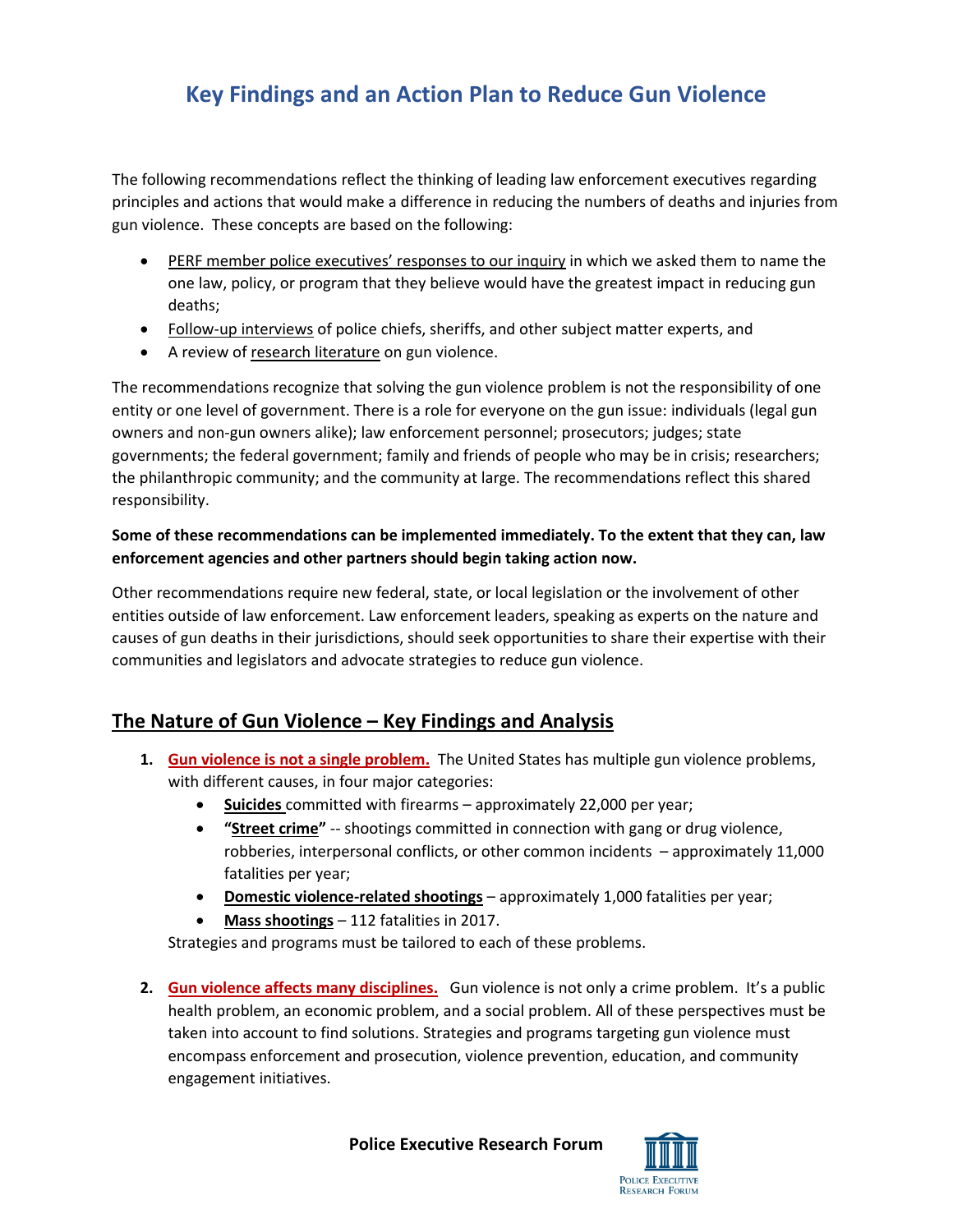# Key Findings and an Action Plan to Reduce Gun Violence

The following recommendations reflect the thinking of leading law enforcement executives regarding principles and actions that would make a difference in reducing the numbers of deaths and injuries from gun violence. These concepts are based on the following:

- PERF member police executives' responses to our inquiry in which we asked them to name the one law, policy, or program that they believe would have the greatest impact in reducing gun deaths;
- Follow-up interviews of police chiefs, sheriffs, and other subject matter experts, and
- A review of research literature on gun violence.

The recommendations recognize that solving the gun violence problem is not the responsibility of one entity or one level of government. There is a role for everyone on the gun issue: individuals (legal gun owners and non-gun owners alike); law enforcement personnel; prosecutors; judges; state governments; the federal government; family and friends of people who may be in crisis; researchers; the philanthropic community; and the community at large. The recommendations reflect this shared responsibility.

**Some of these recommendations can be implemented immediately. To the extent that they can, law enforcement agencies and other partners should begin taking action now.**

Other recommendations require new federal, state, or local legislation or the involvement of other entities outside of law enforcement. Law enforcement leaders, speaking as experts on the nature and causes of gun deaths in their jurisdictions, should seek opportunities to share their expertise with their communities and legislators and advocate strategies to reduce gun violence.

## The Nature of Gun Violence – Key Findings and Analysis

1. **Gun violence is not a single problem.** The United States has multiple gun violence problems, with different causes, in four major categories:
   - **Suicides** committed with firearms – approximately 22,000 per year;
   - **"Street crime"** -- shootings committed in connection with gang or drug violence, robberies, interpersonal conflicts, or other common incidents – approximately 11,000 fatalities per year;
   - **Domestic violence-related shootings** – approximately 1,000 fatalities per year;
   - **Mass shootings** – 112 fatalities in 2017.

   Strategies and programs must be tailored to each of these problems.

2. **Gun violence affects many disciplines.** Gun violence is not only a crime problem. It's a public health problem, an economic problem, and a social problem. All of these perspectives must be taken into account to find solutions. Strategies and programs targeting gun violence must encompass enforcement and prosecution, violence prevention, education, and community engagement initiatives.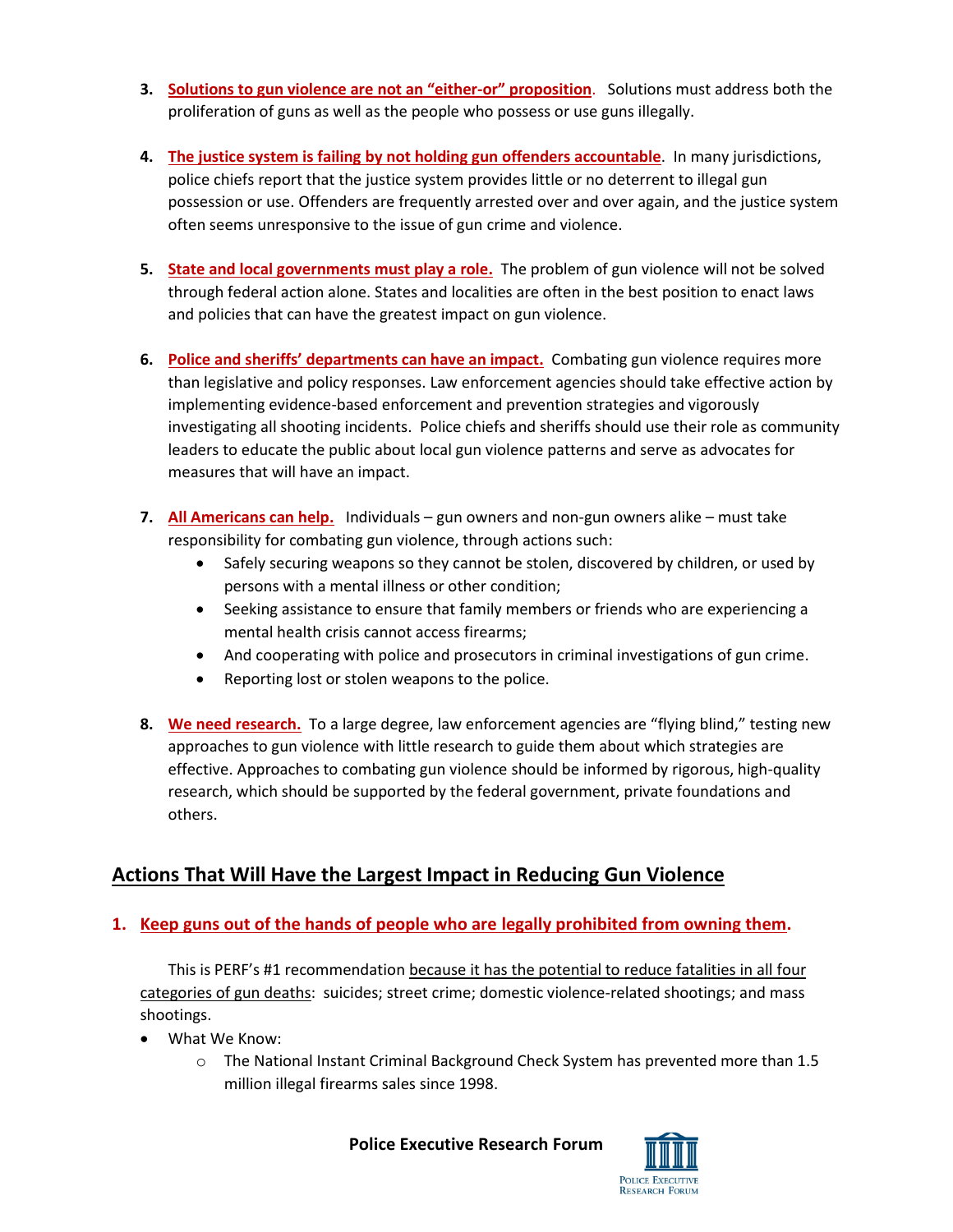3. **Solutions to gun violence are not an "either-or" proposition**. Solutions must address both the proliferation of guns as well as the people who possess or use guns illegally.

4. **The justice system is failing by not holding gun offenders accountable**. In many jurisdictions, police chiefs report that the justice system provides little or no deterrent to illegal gun possession or use. Offenders are frequently arrested over and over again, and the justice system often seems unresponsive to the issue of gun crime and violence.

5. **State and local governments must play a role.** The problem of gun violence will not be solved through federal action alone. States and localities are often in the best position to enact laws and policies that can have the greatest impact on gun violence.

6. **Police and sheriffs' departments can have an impact.** Combating gun violence requires more than legislative and policy responses. Law enforcement agencies should take effective action by implementing evidence-based enforcement and prevention strategies and vigorously investigating all shooting incidents. Police chiefs and sheriffs should use their role as community leaders to educate the public about local gun violence patterns and serve as advocates for measures that will have an impact.

7. **All Americans can help.** Individuals – gun owners and non-gun owners alike – must take responsibility for combating gun violence, through actions such:
   - Safely securing weapons so they cannot be stolen, discovered by children, or used by persons with a mental illness or other condition;
   - Seeking assistance to ensure that family members or friends who are experiencing a mental health crisis cannot access firearms;
   - And cooperating with police and prosecutors in criminal investigations of gun crime.
   - Reporting lost or stolen weapons to the police.

8. **We need research.** To a large degree, law enforcement agencies are "flying blind," testing new approaches to gun violence with little research to guide them about which strategies are effective. Approaches to combating gun violence should be informed by rigorous, high-quality research, which should be supported by the federal government, private foundations and others.

## Actions That Will Have the Largest Impact in Reducing Gun Violence

### 1. Keep guns out of the hands of people who are legally prohibited from owning them.

This is PERF's #1 recommendation because it has the potential to reduce fatalities in all four categories of gun deaths: suicides; street crime; domestic violence-related shootings; and mass shootings.

- What We Know:
  - The National Instant Criminal Background Check System has prevented more than 1.5 million illegal firearms sales since 1998.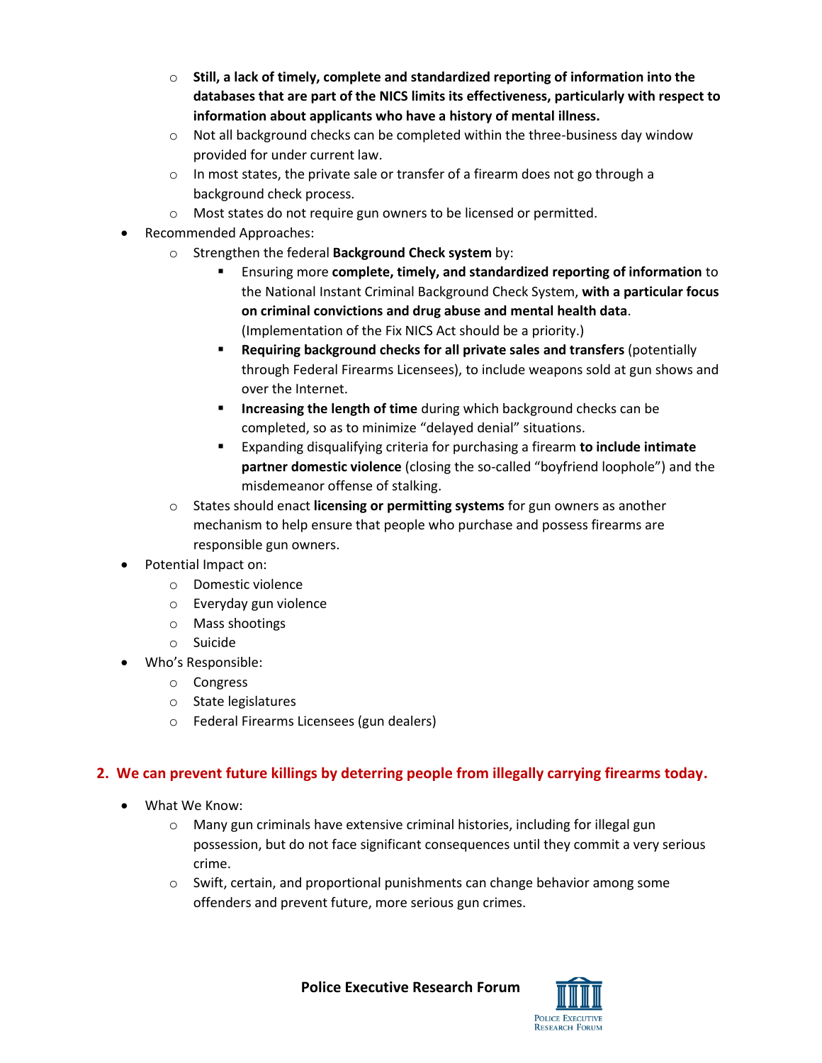- **Still, a lack of timely, complete and standardized reporting of information into the databases that are part of the NICS limits its effectiveness, particularly with respect to information about applicants who have a history of mental illness.**
  - Not all background checks can be completed within the three-business day window provided for under current law.
  - In most states, the private sale or transfer of a firearm does not go through a background check process.
  - Most states do not require gun owners to be licensed or permitted.
- Recommended Approaches:
  - Strengthen the federal **Background Check system** by:
    - Ensuring more **complete, timely, and standardized reporting of information** to the National Instant Criminal Background Check System, **with a particular focus on criminal convictions and drug abuse and mental health data**. (Implementation of the Fix NICS Act should be a priority.)
    - **Requiring background checks for all private sales and transfers** (potentially through Federal Firearms Licensees), to include weapons sold at gun shows and over the Internet.
    - **Increasing the length of time** during which background checks can be completed, so as to minimize "delayed denial" situations.
    - Expanding disqualifying criteria for purchasing a firearm **to include intimate partner domestic violence** (closing the so-called "boyfriend loophole") and the misdemeanor offense of stalking.
  - States should enact **licensing or permitting systems** for gun owners as another mechanism to help ensure that people who purchase and possess firearms are responsible gun owners.
- Potential Impact on:
  - Domestic violence
  - Everyday gun violence
  - Mass shootings
  - Suicide
- Who's Responsible:
  - Congress
  - State legislatures
  - Federal Firearms Licensees (gun dealers)

## 2. We can prevent future killings by deterring people from illegally carrying firearms today.

- What We Know:
  - Many gun criminals have extensive criminal histories, including for illegal gun possession, but do not face significant consequences until they commit a very serious crime.
  - Swift, certain, and proportional punishments can change behavior among some offenders and prevent future, more serious gun crimes.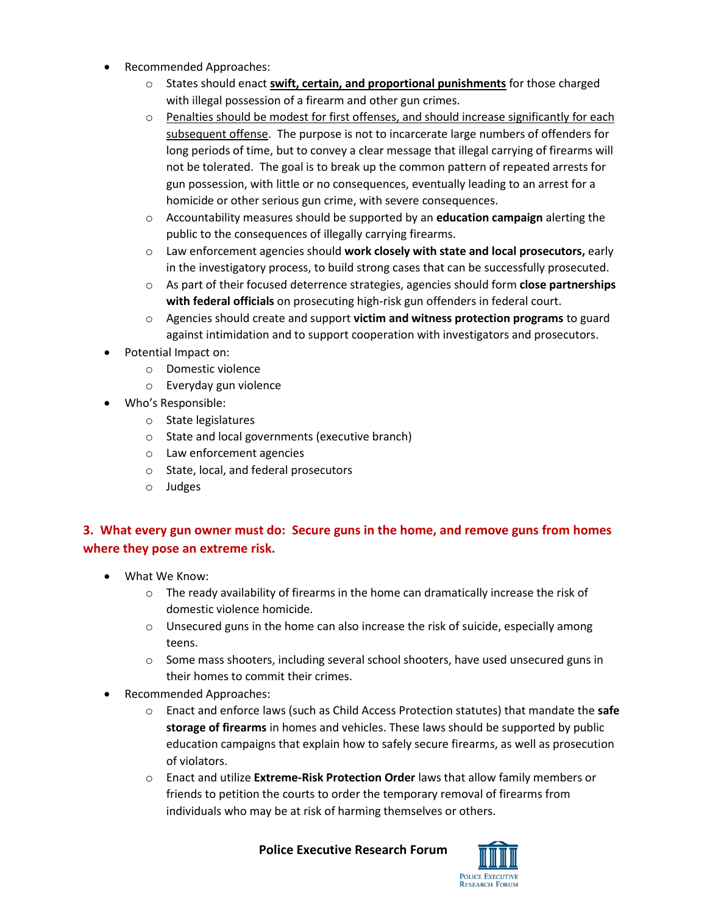- Recommended Approaches:
  - States should enact <u>**swift, certain, and proportional punishments**</u> for those charged with illegal possession of a firearm and other gun crimes.
  - <u>Penalties should be modest for first offenses, and should increase significantly for each subsequent offense</u>. The purpose is not to incarcerate large numbers of offenders for long periods of time, but to convey a clear message that illegal carrying of firearms will not be tolerated. The goal is to break up the common pattern of repeated arrests for gun possession, with little or no consequences, eventually leading to an arrest for a homicide or other serious gun crime, with severe consequences.
  - Accountability measures should be supported by an **education campaign** alerting the public to the consequences of illegally carrying firearms.
  - Law enforcement agencies should **work closely with state and local prosecutors,** early in the investigatory process, to build strong cases that can be successfully prosecuted.
  - As part of their focused deterrence strategies, agencies should form **close partnerships with federal officials** on prosecuting high-risk gun offenders in federal court.
  - Agencies should create and support **victim and witness protection programs** to guard against intimidation and to support cooperation with investigators and prosecutors.
- Potential Impact on:
  - Domestic violence
  - Everyday gun violence
- Who's Responsible:
  - State legislatures
  - State and local governments (executive branch)
  - Law enforcement agencies
  - State, local, and federal prosecutors
  - Judges

### 3. What every gun owner must do: Secure guns in the home, and remove guns from homes where they pose an extreme risk.

- What We Know:
  - The ready availability of firearms in the home can dramatically increase the risk of domestic violence homicide.
  - Unsecured guns in the home can also increase the risk of suicide, especially among teens.
  - Some mass shooters, including several school shooters, have used unsecured guns in their homes to commit their crimes.
- Recommended Approaches:
  - Enact and enforce laws (such as Child Access Protection statutes) that mandate the **safe storage of firearms** in homes and vehicles. These laws should be supported by public education campaigns that explain how to safely secure firearms, as well as prosecution of violators.
  - Enact and utilize **Extreme-Risk Protection Order** laws that allow family members or friends to petition the courts to order the temporary removal of firearms from individuals who may be at risk of harming themselves or others.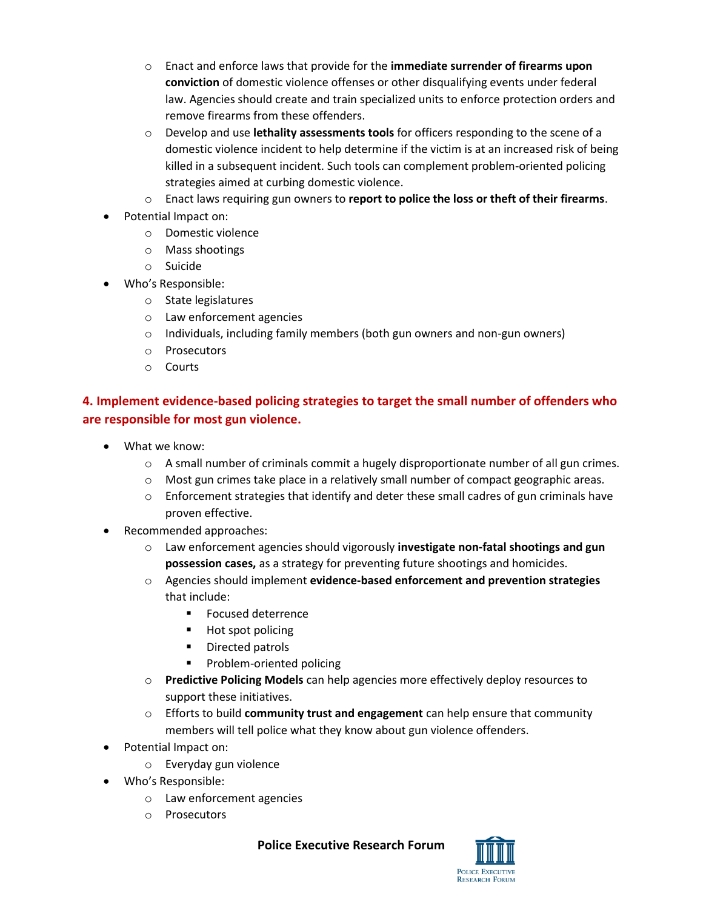- Enact and enforce laws that provide for the **immediate surrender of firearms upon conviction** of domestic violence offenses or other disqualifying events under federal law. Agencies should create and train specialized units to enforce protection orders and remove firearms from these offenders.
  - Develop and use **lethality assessments tools** for officers responding to the scene of a domestic violence incident to help determine if the victim is at an increased risk of being killed in a subsequent incident. Such tools can complement problem-oriented policing strategies aimed at curbing domestic violence.
  - Enact laws requiring gun owners to **report to police the loss or theft of their firearms**.
- Potential Impact on:
  - Domestic violence
  - Mass shootings
  - Suicide
- Who's Responsible:
  - State legislatures
  - Law enforcement agencies
  - Individuals, including family members (both gun owners and non-gun owners)
  - Prosecutors
  - Courts

### 4. Implement evidence-based policing strategies to target the small number of offenders who are responsible for most gun violence.

- What we know:
  - A small number of criminals commit a hugely disproportionate number of all gun crimes.
  - Most gun crimes take place in a relatively small number of compact geographic areas.
  - Enforcement strategies that identify and deter these small cadres of gun criminals have proven effective.
- Recommended approaches:
  - Law enforcement agencies should vigorously **investigate non-fatal shootings and gun possession cases,** as a strategy for preventing future shootings and homicides.
  - Agencies should implement **evidence-based enforcement and prevention strategies** that include:
    - Focused deterrence
    - Hot spot policing
    - Directed patrols
    - Problem-oriented policing
  - **Predictive Policing Models** can help agencies more effectively deploy resources to support these initiatives.
  - Efforts to build **community trust and engagement** can help ensure that community members will tell police what they know about gun violence offenders.
- Potential Impact on:
  - Everyday gun violence
- Who's Responsible:
  - Law enforcement agencies
  - Prosecutors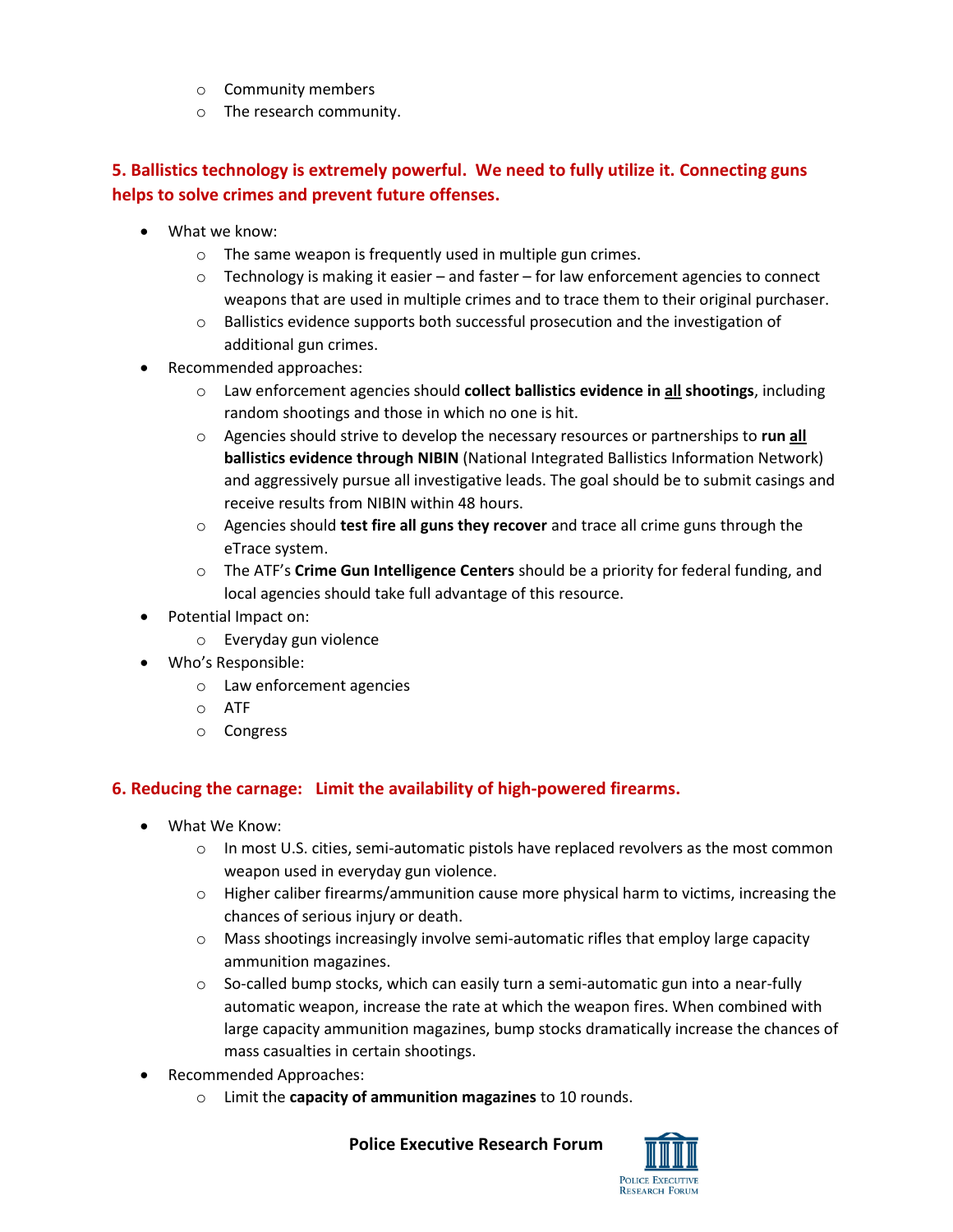- Community members
  - The research community.

## 5. Ballistics technology is extremely powerful. We need to fully utilize it. Connecting guns helps to solve crimes and prevent future offenses.

- What we know:
  - The same weapon is frequently used in multiple gun crimes.
  - Technology is making it easier – and faster – for law enforcement agencies to connect weapons that are used in multiple crimes and to trace them to their original purchaser.
  - Ballistics evidence supports both successful prosecution and the investigation of additional gun crimes.
- Recommended approaches:
  - Law enforcement agencies should **collect ballistics evidence in <u>all</u> shootings**, including random shootings and those in which no one is hit.
  - Agencies should strive to develop the necessary resources or partnerships to **run <u>all</u> ballistics evidence through NIBIN** (National Integrated Ballistics Information Network) and aggressively pursue all investigative leads. The goal should be to submit casings and receive results from NIBIN within 48 hours.
  - Agencies should **test fire all guns they recover** and trace all crime guns through the eTrace system.
  - The ATF's **Crime Gun Intelligence Centers** should be a priority for federal funding, and local agencies should take full advantage of this resource.
- Potential Impact on:
  - Everyday gun violence
- Who's Responsible:
  - Law enforcement agencies
  - ATF
  - Congress

## 6. Reducing the carnage: Limit the availability of high-powered firearms.

- What We Know:
  - In most U.S. cities, semi-automatic pistols have replaced revolvers as the most common weapon used in everyday gun violence.
  - Higher caliber firearms/ammunition cause more physical harm to victims, increasing the chances of serious injury or death.
  - Mass shootings increasingly involve semi-automatic rifles that employ large capacity ammunition magazines.
  - So-called bump stocks, which can easily turn a semi-automatic gun into a near-fully automatic weapon, increase the rate at which the weapon fires. When combined with large capacity ammunition magazines, bump stocks dramatically increase the chances of mass casualties in certain shootings.
- Recommended Approaches:
  - Limit the **capacity of ammunition magazines** to 10 rounds.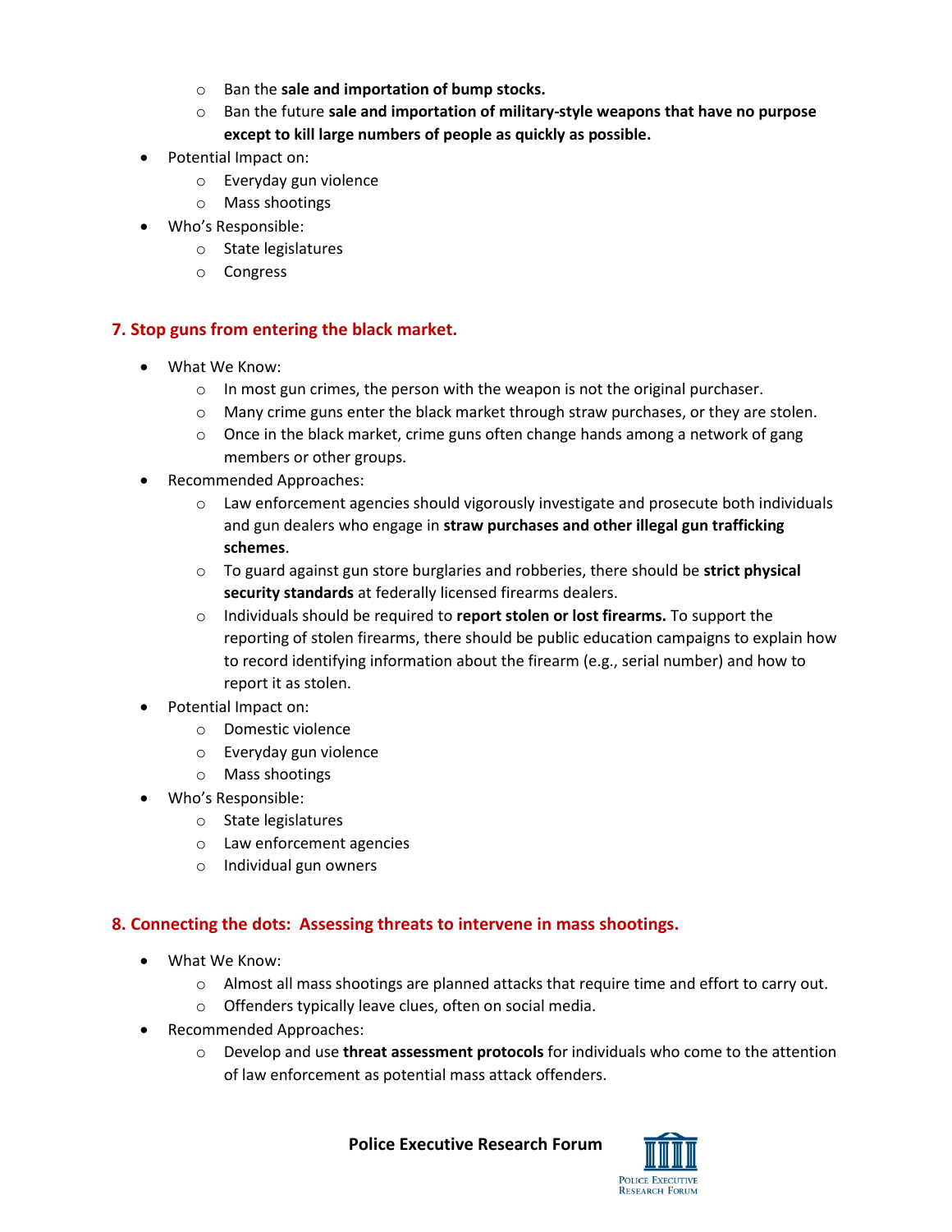- Ban the **sale and importation of bump stocks.**
    - Ban the future **sale and importation of military-style weapons that have no purpose except to kill large numbers of people as quickly as possible.**
- Potential Impact on:
    - Everyday gun violence
    - Mass shootings
- Who's Responsible:
    - State legislatures
    - Congress

## 7. Stop guns from entering the black market.

- What We Know:
    - In most gun crimes, the person with the weapon is not the original purchaser.
    - Many crime guns enter the black market through straw purchases, or they are stolen.
    - Once in the black market, crime guns often change hands among a network of gang members or other groups.
- Recommended Approaches:
    - Law enforcement agencies should vigorously investigate and prosecute both individuals and gun dealers who engage in **straw purchases and other illegal gun trafficking schemes**.
    - To guard against gun store burglaries and robberies, there should be **strict physical security standards** at federally licensed firearms dealers.
    - Individuals should be required to **report stolen or lost firearms.** To support the reporting of stolen firearms, there should be public education campaigns to explain how to record identifying information about the firearm (e.g., serial number) and how to report it as stolen.
- Potential Impact on:
    - Domestic violence
    - Everyday gun violence
    - Mass shootings
- Who's Responsible:
    - State legislatures
    - Law enforcement agencies
    - Individual gun owners

## 8. Connecting the dots: Assessing threats to intervene in mass shootings.

- What We Know:
    - Almost all mass shootings are planned attacks that require time and effort to carry out.
    - Offenders typically leave clues, often on social media.
- Recommended Approaches:
    - Develop and use **threat assessment protocols** for individuals who come to the attention of law enforcement as potential mass attack offenders.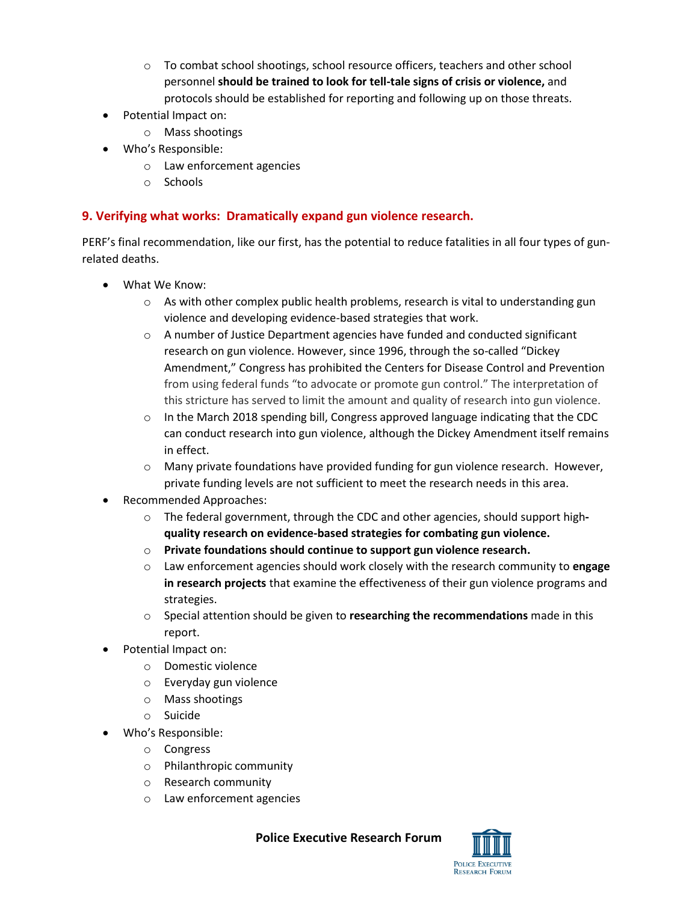- To combat school shootings, school resource officers, teachers and other school personnel **should be trained to look for tell-tale signs of crisis or violence,** and protocols should be established for reporting and following up on those threats.

- Potential Impact on:
  - Mass shootings
- Who's Responsible:
  - Law enforcement agencies
  - Schools

### 9. Verifying what works: Dramatically expand gun violence research.

PERF's final recommendation, like our first, has the potential to reduce fatalities in all four types of gun-related deaths.

- What We Know:
  - As with other complex public health problems, research is vital to understanding gun violence and developing evidence-based strategies that work.
  - A number of Justice Department agencies have funded and conducted significant research on gun violence. However, since 1996, through the so-called "Dickey Amendment," Congress has prohibited the Centers for Disease Control and Prevention from using federal funds "to advocate or promote gun control." The interpretation of this stricture has served to limit the amount and quality of research into gun violence.
  - In the March 2018 spending bill, Congress approved language indicating that the CDC can conduct research into gun violence, although the Dickey Amendment itself remains in effect.
  - Many private foundations have provided funding for gun violence research. However, private funding levels are not sufficient to meet the research needs in this area.
- Recommended Approaches:
  - The federal government, through the CDC and other agencies, should support high-**quality research on evidence-based strategies for combating gun violence.**
  - **Private foundations should continue to support gun violence research.**
  - Law enforcement agencies should work closely with the research community to **engage in research projects** that examine the effectiveness of their gun violence programs and strategies.
  - Special attention should be given to **researching the recommendations** made in this report.
- Potential Impact on:
  - Domestic violence
  - Everyday gun violence
  - Mass shootings
  - Suicide
- Who's Responsible:
  - Congress
  - Philanthropic community
  - Research community
  - Law enforcement agencies